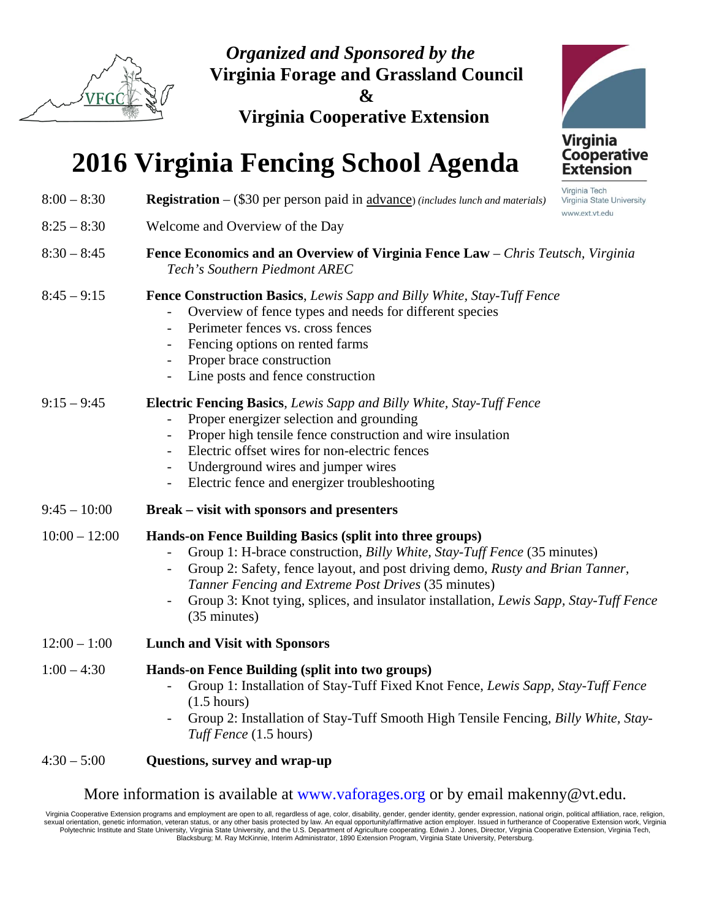*Organized and Sponsored by the*
**Virginia Forage and Grassland Council**
**&**
**Virginia Cooperative Extension**

Virginia Cooperative Extension
Virginia Tech
Virginia State University
www.ext.vt.edu

# 2016 Virginia Fencing School Agenda

8:00 – 8:30 **Registration** – ($30 per person paid in advance) *(includes lunch and materials)*

8:25 – 8:30 Welcome and Overview of the Day

8:30 – 8:45 **Fence Economics and an Overview of Virginia Fence Law** – *Chris Teutsch, Virginia Tech's Southern Piedmont AREC*

8:45 – 9:15 **Fence Construction Basics**, *Lewis Sapp and Billy White, Stay-Tuff Fence*
- Overview of fence types and needs for different species
- Perimeter fences vs. cross fences
- Fencing options on rented farms
- Proper brace construction
- Line posts and fence construction

9:15 – 9:45 **Electric Fencing Basics**, *Lewis Sapp and Billy White, Stay-Tuff Fence*
- Proper energizer selection and grounding
- Proper high tensile fence construction and wire insulation
- Electric offset wires for non-electric fences
- Underground wires and jumper wires
- Electric fence and energizer troubleshooting

9:45 – 10:00 **Break – visit with sponsors and presenters**

10:00 – 12:00 **Hands-on Fence Building Basics (split into three groups)**
- Group 1: H-brace construction, *Billy White, Stay-Tuff Fence* (35 minutes)
- Group 2: Safety, fence layout, and post driving demo, *Rusty and Brian Tanner, Tanner Fencing and Extreme Post Drives* (35 minutes)
- Group 3: Knot tying, splices, and insulator installation, *Lewis Sapp, Stay-Tuff Fence* (35 minutes)

12:00 – 1:00 **Lunch and Visit with Sponsors**

1:00 – 4:30 **Hands-on Fence Building (split into two groups)**
- Group 1: Installation of Stay-Tuff Fixed Knot Fence, *Lewis Sapp, Stay-Tuff Fence* (1.5 hours)
- Group 2: Installation of Stay-Tuff Smooth High Tensile Fencing, *Billy White, Stay-Tuff Fence* (1.5 hours)

4:30 – 5:00 **Questions, survey and wrap-up**

More information is available at www.vaforages.org or by email makenny@vt.edu.

Virginia Cooperative Extension programs and employment are open to all, regardless of age, color, disability, gender, gender identity, gender expression, national origin, political affiliation, race, religion, sexual orientation, genetic information, veteran status, or any other basis protected by law. An equal opportunity/affirmative action employer. Issued in furtherance of Cooperative Extension work, Virginia Polytechnic Institute and State University, Virginia State University, and the U.S. Department of Agriculture cooperating. Edwin J. Jones, Director, Virginia Cooperative Extension, Virginia Tech, Blacksburg; M. Ray McKinnie, Interim Administrator, 1890 Extension Program, Virginia State University, Petersburg.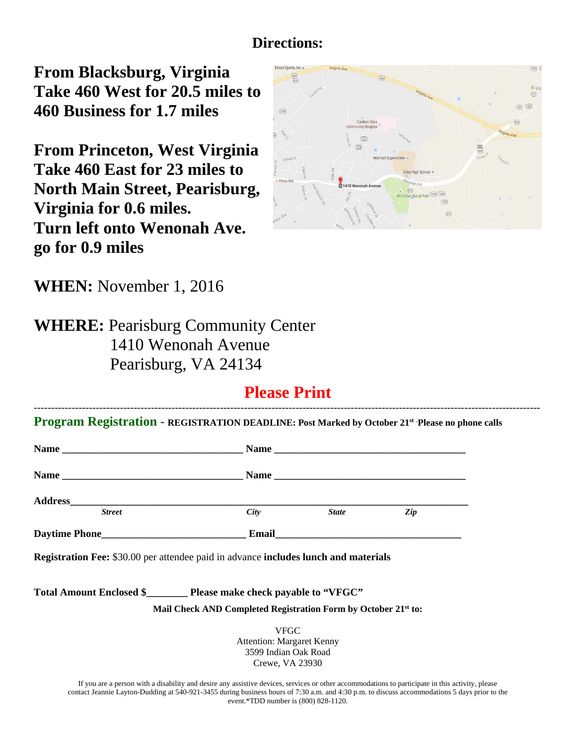## Directions:

**From Blacksburg, Virginia**
**Take 460 West for 20.5 miles to 460 Business for 1.7 miles**

**From Princeton, West Virginia**
**Take 460 East for 23 miles to North Main Street, Pearisburg, Virginia for 0.6 miles.**
**Turn left onto Wenonah Ave. go for 0.9 miles**

**WHEN:** November 1, 2016

**WHERE:** Pearisburg Community Center
1410 Wenonah Avenue
Pearisburg, VA 24134

## Please Print

---

**Program Registration - REGISTRATION DEADLINE: Post Marked by October 21st . Please no phone calls**

**Name** ___________________________________ **Name** _____________________________________

**Name** ___________________________________ **Name** _____________________________________

**Address**___________________________________________________________________________
*Street* *City* *State* *Zip*

**Daytime Phone**____________________________ **Email**____________________________________

**Registration Fee:** $30.00 per attendee paid in advance **includes lunch and materials**

**Total Amount Enclosed $________ Please make check payable to "VFGC"**

**Mail Check AND Completed Registration Form by October 21st to:**

VFGC
Attention: Margaret Kenny
3599 Indian Oak Road
Crewe, VA 23930

If you are a person with a disability and desire any assistive devices, services or other accommodations to participate in this activity, please contact Jeannie Layton-Dudding at 540-921-3455 during business hours of 7:30 a.m. and 4:30 p.m. to discuss accommodations 5 days prior to the event.*TDD number is (800) 828-1120.